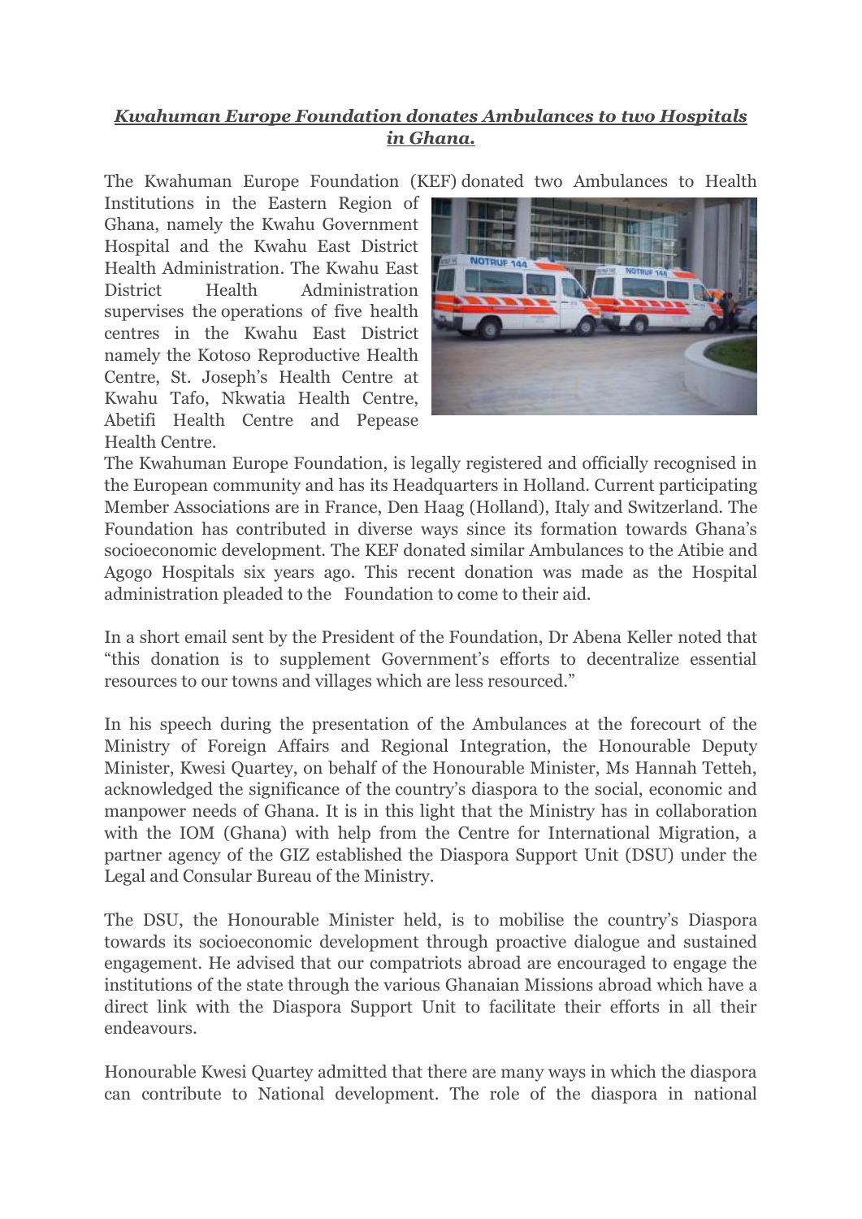***Kwahuman Europe Foundation donates Ambulances to two Hospitals in Ghana.***

The Kwahuman Europe Foundation (KEF) donated two Ambulances to Health Institutions in the Eastern Region of Ghana, namely the Kwahu Government Hospital and the Kwahu East District Health Administration. The Kwahu East District Health Administration supervises the operations of five health centres in the Kwahu East District namely the Kotoso Reproductive Health Centre, St. Joseph's Health Centre at Kwahu Tafo, Nkwatia Health Centre, Abetifi Health Centre and Pepease Health Centre.

The Kwahuman Europe Foundation, is legally registered and officially recognised in the European community and has its Headquarters in Holland. Current participating Member Associations are in France, Den Haag (Holland), Italy and Switzerland. The Foundation has contributed in diverse ways since its formation towards Ghana's socioeconomic development. The KEF donated similar Ambulances to the Atibie and Agogo Hospitals six years ago. This recent donation was made as the Hospital administration pleaded to the Foundation to come to their aid.

In a short email sent by the President of the Foundation, Dr Abena Keller noted that "this donation is to supplement Government's efforts to decentralize essential resources to our towns and villages which are less resourced."

In his speech during the presentation of the Ambulances at the forecourt of the Ministry of Foreign Affairs and Regional Integration, the Honourable Deputy Minister, Kwesi Quartey, on behalf of the Honourable Minister, Ms Hannah Tetteh, acknowledged the significance of the country's diaspora to the social, economic and manpower needs of Ghana. It is in this light that the Ministry has in collaboration with the IOM (Ghana) with help from the Centre for International Migration, a partner agency of the GIZ established the Diaspora Support Unit (DSU) under the Legal and Consular Bureau of the Ministry.

The DSU, the Honourable Minister held, is to mobilise the country's Diaspora towards its socioeconomic development through proactive dialogue and sustained engagement. He advised that our compatriots abroad are encouraged to engage the institutions of the state through the various Ghanaian Missions abroad which have a direct link with the Diaspora Support Unit to facilitate their efforts in all their endeavours.

Honourable Kwesi Quartey admitted that there are many ways in which the diaspora can contribute to National development. The role of the diaspora in national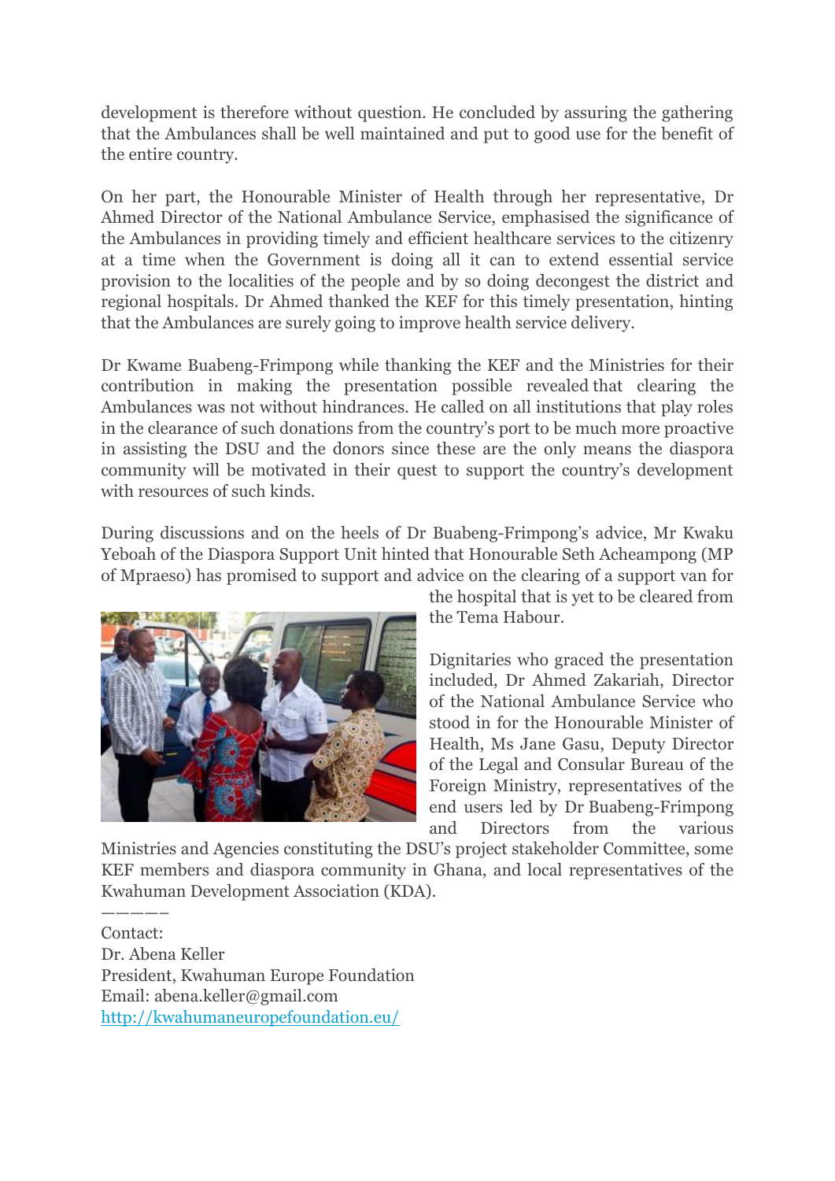development is therefore without question. He concluded by assuring the gathering that the Ambulances shall be well maintained and put to good use for the benefit of the entire country.

On her part, the Honourable Minister of Health through her representative, Dr Ahmed Director of the National Ambulance Service, emphasised the significance of the Ambulances in providing timely and efficient healthcare services to the citizenry at a time when the Government is doing all it can to extend essential service provision to the localities of the people and by so doing decongest the district and regional hospitals. Dr Ahmed thanked the KEF for this timely presentation, hinting that the Ambulances are surely going to improve health service delivery.

Dr Kwame Buabeng-Frimpong while thanking the KEF and the Ministries for their contribution in making the presentation possible revealed that clearing the Ambulances was not without hindrances. He called on all institutions that play roles in the clearance of such donations from the country's port to be much more proactive in assisting the DSU and the donors since these are the only means the diaspora community will be motivated in their quest to support the country's development with resources of such kinds.

During discussions and on the heels of Dr Buabeng-Frimpong's advice, Mr Kwaku Yeboah of the Diaspora Support Unit hinted that Honourable Seth Acheampong (MP of Mpraeso) has promised to support and advice on the clearing of a support van for the hospital that is yet to be cleared from the Tema Habour.

Dignitaries who graced the presentation included, Dr Ahmed Zakariah, Director of the National Ambulance Service who stood in for the Honourable Minister of Health, Ms Jane Gasu, Deputy Director of the Legal and Consular Bureau of the Foreign Ministry, representatives of the end users led by Dr Buabeng-Frimpong and Directors from the various Ministries and Agencies constituting the DSU's project stakeholder Committee, some KEF members and diaspora community in Ghana, and local representatives of the Kwahuman Development Association (KDA).

—————

Contact:
Dr. Abena Keller
President, Kwahuman Europe Foundation
Email: abena.keller@gmail.com
http://kwahumaneuropefoundation.eu/